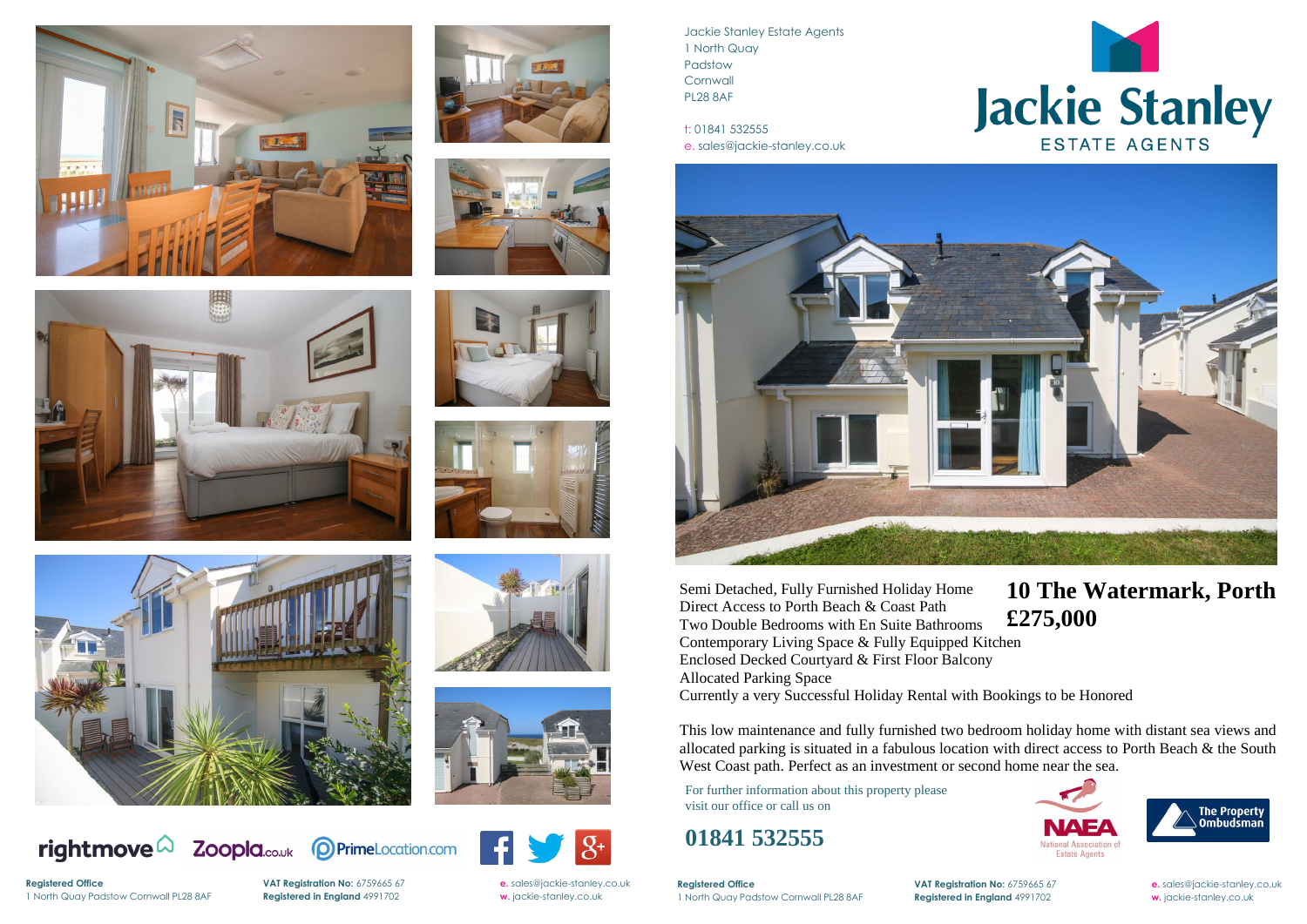Jackie Stanley Estate Agents
1 North Quay
Padstow
Cornwall
PL28 8AF

t: 01841 532555
e. sales@jackie-stanley.co.uk

Jackie Stanley
ESTATE AGENTS

# 10 The Watermark, Porth

## £275,000

Semi Detached, Fully Furnished Holiday Home
Direct Access to Porth Beach & Coast Path
Two Double Bedrooms with En Suite Bathrooms
Contemporary Living Space & Fully Equipped Kitchen
Enclosed Decked Courtyard & First Floor Balcony
Allocated Parking Space
Currently a very Successful Holiday Rental with Bookings to be Honored

This low maintenance and fully furnished two bedroom holiday home with distant sea views and allocated parking is situated in a fabulous location with direct access to Porth Beach & the South West Coast path. Perfect as an investment or second home near the sea.

For further information about this property please visit our office or call us on

**01841 532555**

NAEA National Association of Estate Agents

The Property Ombudsman

rightmove Zoopla.co.uk PrimeLocation.com

**Registered Office**
1 North Quay Padstow Cornwall PL28 8AF

**VAT Registration No:** 6759665 67
**Registered in England** 4991702

**e.** sales@jackie-stanley.co.uk
**w.** jackie-stanley.co.uk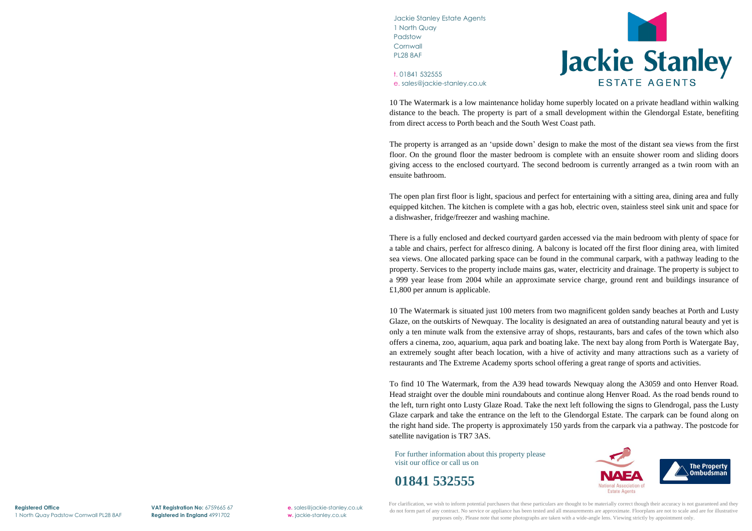Jackie Stanley Estate Agents
1 North Quay
Padstow
Cornwall
PL28 8AF

t. 01841 532555
e. sales@jackie-stanley.co.uk

Jackie Stanley
ESTATE AGENTS

10 The Watermark is a low maintenance holiday home superbly located on a private headland within walking distance to the beach. The property is part of a small development within the Glendorgal Estate, benefiting from direct access to Porth beach and the South West Coast path.

The property is arranged as an 'upside down' design to make the most of the distant sea views from the first floor. On the ground floor the master bedroom is complete with an ensuite shower room and sliding doors giving access to the enclosed courtyard. The second bedroom is currently arranged as a twin room with an ensuite bathroom.

The open plan first floor is light, spacious and perfect for entertaining with a sitting area, dining area and fully equipped kitchen. The kitchen is complete with a gas hob, electric oven, stainless steel sink unit and space for a dishwasher, fridge/freezer and washing machine.

There is a fully enclosed and decked courtyard garden accessed via the main bedroom with plenty of space for a table and chairs, perfect for alfresco dining. A balcony is located off the first floor dining area, with limited sea views. One allocated parking space can be found in the communal carpark, with a pathway leading to the property. Services to the property include mains gas, water, electricity and drainage. The property is subject to a 999 year lease from 2004 while an approximate service charge, ground rent and buildings insurance of £1,800 per annum is applicable.

10 The Watermark is situated just 100 meters from two magnificent golden sandy beaches at Porth and Lusty Glaze, on the outskirts of Newquay. The locality is designated an area of outstanding natural beauty and yet is only a ten minute walk from the extensive array of shops, restaurants, bars and cafes of the town which also offers a cinema, zoo, aquarium, aqua park and boating lake. The next bay along from Porth is Watergate Bay, an extremely sought after beach location, with a hive of activity and many attractions such as a variety of restaurants and The Extreme Academy sports school offering a great range of sports and activities.

To find 10 The Watermark, from the A39 head towards Newquay along the A3059 and onto Henver Road. Head straight over the double mini roundabouts and continue along Henver Road. As the road bends round to the left, turn right onto Lusty Glaze Road. Take the next left following the signs to Glendrogal, pass the Lusty Glaze carpark and take the entrance on the left to the Glendorgal Estate. The carpark can be found along on the right hand side. The property is approximately 150 yards from the carpark via a pathway. The postcode for satellite navigation is TR7 3AS.

For further information about this property please visit our office or call us on

**01841 532555**

NAEA National Association of Estate Agents

The Property Ombudsman

For clarification, we wish to inform potential purchasers that these particulars are thought to be materially correct though their accuracy is not guaranteed and they do not form part of any contract. No service or appliance has been tested and all measurements are approximate. Floorplans are not to scale and are for illustrative purposes only. Please note that some photographs are taken with a wide-angle lens. Viewing strictly by appointment only.

**Registered Office**
1 North Quay Padstow Cornwall PL28 8AF

**VAT Registration No:** 6759665 67
**Registered in England** 4991702

**e.** sales@jackie-stanley.co.uk
**w.** jackie-stanley.co.uk